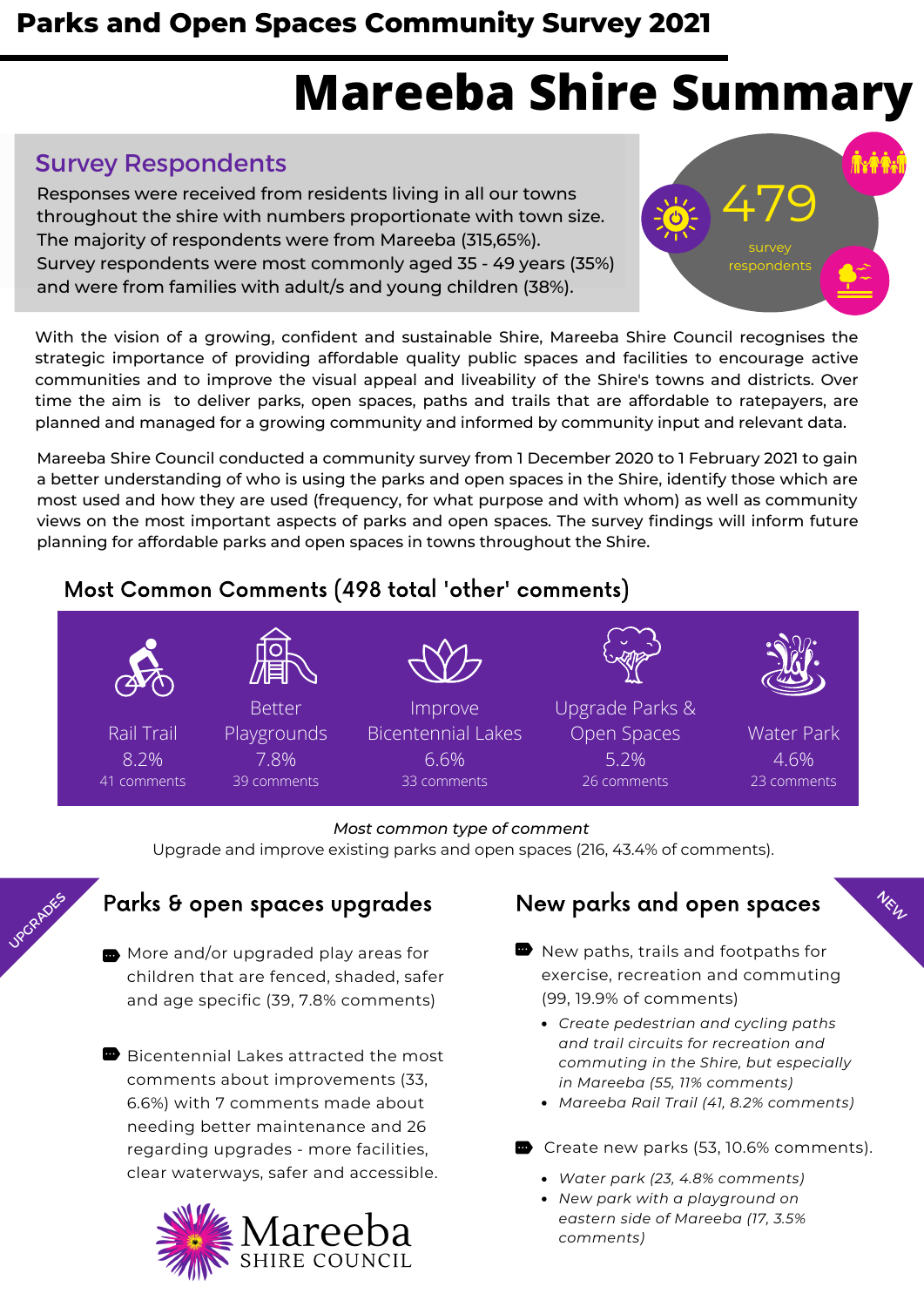# Parks and Open Spaces Community Survey 2021

# Mareeba Shire Summary

## Survey Respondents

Responses were received from residents living in all our towns throughout the shire with numbers proportionate with town size. The majority of respondents were from Mareeba (315,65%). Survey respondents were most commonly aged 35 - 49 years (35%) and were from families with adult/s and young children (38%).

**479** survey respondents

With the vision of a growing, confident and sustainable Shire, Mareeba Shire Council recognises the strategic importance of providing affordable quality public spaces and facilities to encourage active communities and to improve the visual appeal and liveability of the Shire's towns and districts. Over time the aim is to deliver parks, open spaces, paths and trails that are affordable to ratepayers, are planned and managed for a growing community and informed by community input and relevant data.

Mareeba Shire Council conducted a community survey from 1 December 2020 to 1 February 2021 to gain a better understanding of who is using the parks and open spaces in the Shire, identify those which are most used and how they are used (frequency, for what purpose and with whom) as well as community views on the most important aspects of parks and open spaces. The survey findings will inform future planning for affordable parks and open spaces in towns throughout the Shire.

## Most Common Comments (498 total 'other' comments)

| Rail Trail | Better Playgrounds | Improve Bicentennial Lakes | Upgrade Parks & Open Spaces | Water Park |
|---|---|---|---|---|
| 8.2% | 7.8% | 6.6% | 5.2% | 4.6% |
| 41 comments | 39 comments | 33 comments | 26 comments | 23 comments |

*Most common type of comment*

Upgrade and improve existing parks and open spaces (216, 43.4% of comments).

## Parks & open spaces upgrades

- More and/or upgraded play areas for children that are fenced, shaded, safer and age specific (39, 7.8% comments)
- Bicentennial Lakes attracted the most comments about improvements (33, 6.6%) with 7 comments made about needing better maintenance and 26 regarding upgrades - more facilities, clear waterways, safer and accessible.

## New parks and open spaces

- New paths, trails and footpaths for exercise, recreation and commuting (99, 19.9% of comments)
  - *Create pedestrian and cycling paths and trail circuits for recreation and commuting in the Shire, but especially in Mareeba (55, 11% comments)*
  - *Mareeba Rail Trail (41, 8.2% comments)*
- Create new parks (53, 10.6% comments).
  - *Water park (23, 4.8% comments)*
  - *New park with a playground on eastern side of Mareeba (17, 3.5% comments)*

Mareeba Shire Council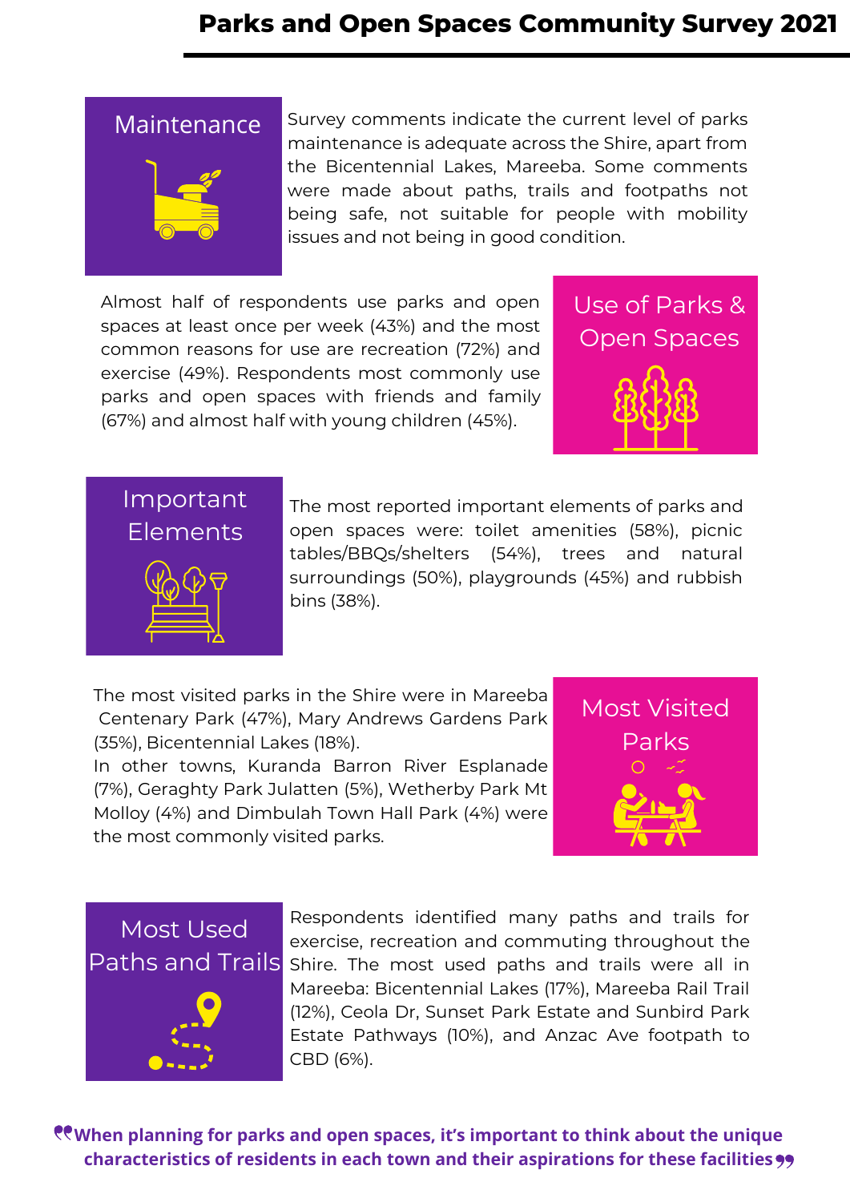# Parks and Open Spaces Community Survey 2021

## Maintenance

Survey comments indicate the current level of parks maintenance is adequate across the Shire, apart from the Bicentennial Lakes, Mareeba. Some comments were made about paths, trails and footpaths not being safe, not suitable for people with mobility issues and not being in good condition.

## Use of Parks & Open Spaces

Almost half of respondents use parks and open spaces at least once per week (43%) and the most common reasons for use are recreation (72%) and exercise (49%). Respondents most commonly use parks and open spaces with friends and family (67%) and almost half with young children (45%).

## Important Elements

The most reported important elements of parks and open spaces were: toilet amenities (58%), picnic tables/BBQs/shelters (54%), trees and natural surroundings (50%), playgrounds (45%) and rubbish bins (38%).

## Most Visited Parks

The most visited parks in the Shire were in Mareeba Centenary Park (47%), Mary Andrews Gardens Park (35%), Bicentennial Lakes (18%).
In other towns, Kuranda Barron River Esplanade (7%), Geraghty Park Julatten (5%), Wetherby Park Mt Molloy (4%) and Dimbulah Town Hall Park (4%) were the most commonly visited parks.

## Most Used Paths and Trails

Respondents identified many paths and trails for exercise, recreation and commuting throughout the Shire. The most used paths and trails were all in Mareeba: Bicentennial Lakes (17%), Mareeba Rail Trail (12%), Ceola Dr, Sunset Park Estate and Sunbird Park Estate Pathways (10%), and Anzac Ave footpath to CBD (6%).

**"When planning for parks and open spaces, it's important to think about the unique characteristics of residents in each town and their aspirations for these facilities"**